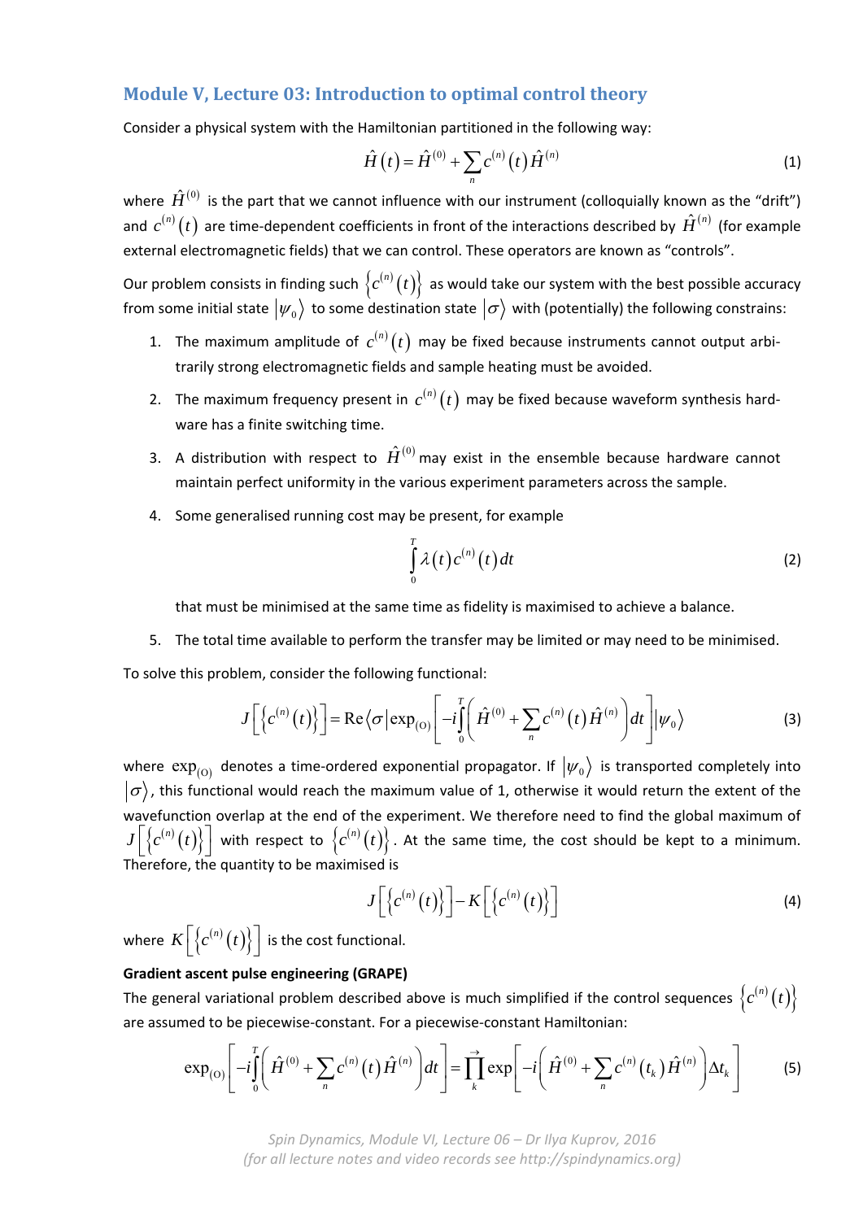## Module V, Lecture 03: Introduction to optimal control theory

Consider a physical system with the Hamiltonian partitioned in the following way:

$$\hat{H}(t) = \hat{H}^{(0)} + \sum_n c^{(n)}(t)\hat{H}^{(n)} \tag{1}$$

where $\hat{H}^{(0)}$ is the part that we cannot influence with our instrument (colloquially known as the "drift") and $c^{(n)}(t)$ are time-dependent coefficients in front of the interactions described by $\hat{H}^{(n)}$ (for example external electromagnetic fields) that we can control. These operators are known as "controls".

Our problem consists in finding such $\left\{c^{(n)}(t)\right\}$ as would take our system with the best possible accuracy from some initial state $|\psi_0\rangle$ to some destination state $|\sigma\rangle$ with (potentially) the following constrains:

1. The maximum amplitude of $c^{(n)}(t)$ may be fixed because instruments cannot output arbitrarily strong electromagnetic fields and sample heating must be avoided.
2. The maximum frequency present in $c^{(n)}(t)$ may be fixed because waveform synthesis hardware has a finite switching time.
3. A distribution with respect to $\hat{H}^{(0)}$ may exist in the ensemble because hardware cannot maintain perfect uniformity in the various experiment parameters across the sample.
4. Some generalised running cost may be present, for example

$$\int_0^T \lambda(t)c^{(n)}(t)\,dt \tag{2}$$

   that must be minimised at the same time as fidelity is maximised to achieve a balance.

5. The total time available to perform the transfer may be limited or may need to be minimised.

To solve this problem, consider the following functional:

$$J\left[\left\{c^{(n)}(t)\right\}\right] = \mathrm{Re}\langle\sigma|\exp_{(\mathrm{O})}\left[-i\int_0^T\left(\hat{H}^{(0)} + \sum_n c^{(n)}(t)\hat{H}^{(n)}\right)dt\right]|\psi_0\rangle \tag{3}$$

where $\exp_{(\mathrm{O})}$ denotes a time-ordered exponential propagator. If $|\psi_0\rangle$ is transported completely into $|\sigma\rangle$, this functional would reach the maximum value of 1, otherwise it would return the extent of the wavefunction overlap at the end of the experiment. We therefore need to find the global maximum of $J\left[\left\{c^{(n)}(t)\right\}\right]$ with respect to $\left\{c^{(n)}(t)\right\}$. At the same time, the cost should be kept to a minimum. Therefore, the quantity to be maximised is

$$J\left[\left\{c^{(n)}(t)\right\}\right] - K\left[\left\{c^{(n)}(t)\right\}\right] \tag{4}$$

where $K\left[\left\{c^{(n)}(t)\right\}\right]$ is the cost functional.

**Gradient ascent pulse engineering (GRAPE)**

The general variational problem described above is much simplified if the control sequences $\left\{c^{(n)}(t)\right\}$ are assumed to be piecewise-constant. For a piecewise-constant Hamiltonian:

$$\exp_{(\mathrm{O})}\left[-i\int_0^T\left(\hat{H}^{(0)} + \sum_n c^{(n)}(t)\hat{H}^{(n)}\right)dt\right] = \prod_k^{\rightarrow}\exp\left[-i\left(\hat{H}^{(0)} + \sum_n c^{(n)}(t_k)\hat{H}^{(n)}\right)\Delta t_k\right] \tag{5}$$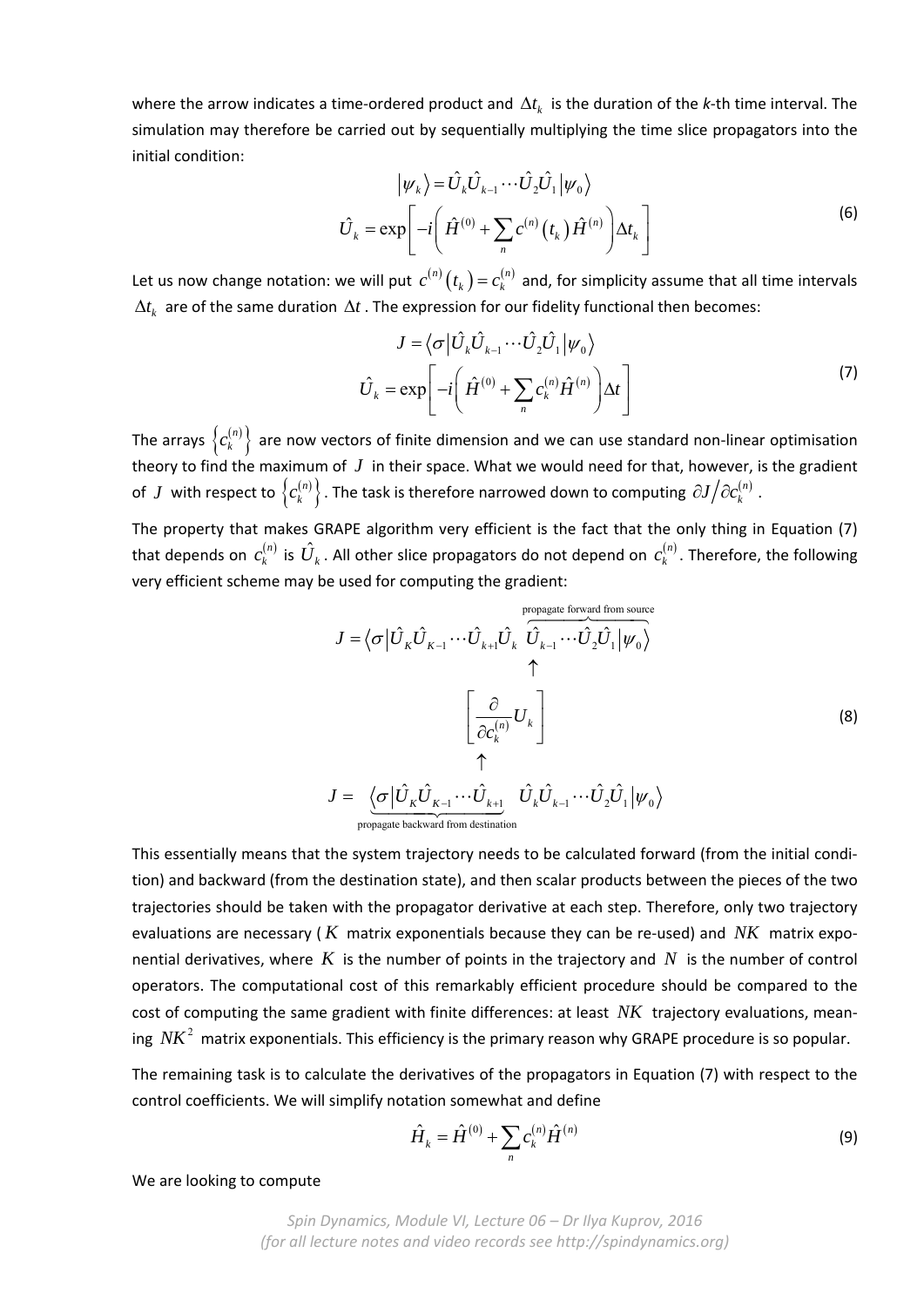where the arrow indicates a time-ordered product and $\Delta t_k$ is the duration of the *k*-th time interval. The simulation may therefore be carried out by sequentially multiplying the time slice propagators into the initial condition:

$$
\begin{gathered}
\left|\psi_k\right\rangle = \hat{U}_k \hat{U}_{k-1} \cdots \hat{U}_2 \hat{U}_1 \left|\psi_0\right\rangle \\
\hat{U}_k = \exp\left[-i\left(\hat{H}^{(0)} + \sum_n c^{(n)}\left(t_k\right)\hat{H}^{(n)}\right)\Delta t_k\right]
\end{gathered} \tag{6}
$$

Let us now change notation: we will put $c^{(n)}\left(t_k\right) = c_k^{(n)}$ and, for simplicity assume that all time intervals $\Delta t_k$ are of the same duration $\Delta t$. The expression for our fidelity functional then becomes:

$$
\begin{gathered}
J = \left\langle \sigma \middle| \hat{U}_k \hat{U}_{k-1} \cdots \hat{U}_2 \hat{U}_1 \middle| \psi_0 \right\rangle \\
\hat{U}_k = \exp\left[-i\left(\hat{H}^{(0)} + \sum_n c_k^{(n)}\hat{H}^{(n)}\right)\Delta t\right]
\end{gathered} \tag{7}
$$

The arrays $\left\{c_k^{(n)}\right\}$ are now vectors of finite dimension and we can use standard non-linear optimisation theory to find the maximum of $J$ in their space. What we would need for that, however, is the gradient of $J$ with respect to $\left\{c_k^{(n)}\right\}$. The task is therefore narrowed down to computing $\partial J / \partial c_k^{(n)}$.

The property that makes GRAPE algorithm very efficient is the fact that the only thing in Equation (7) that depends on $c_k^{(n)}$ is $\hat{U}_k$. All other slice propagators do not depend on $c_k^{(n)}$. Therefore, the following very efficient scheme may be used for computing the gradient:

$$
\begin{gathered}
J = \left\langle \sigma \middle| \hat{U}_K \hat{U}_{K-1} \cdots \hat{U}_{k+1} \hat{U}_k \overbrace{\hat{U}_{k-1} \cdots \hat{U}_2 \hat{U}_1 \middle| \psi_0 \right\rangle}^{\text{propagate forward from source}} \\
\uparrow \\
\left[\frac{\partial}{\partial c_k^{(n)}} U_k\right] \\
\uparrow \\
J = \underbrace{\left\langle \sigma \middle| \hat{U}_K \hat{U}_{K-1} \cdots \hat{U}_{k+1}\right.}_{\text{propagate backward from destination}} \hat{U}_k \hat{U}_{k-1} \cdots \hat{U}_2 \hat{U}_1 \left|\psi_0\right\rangle
\end{gathered} \tag{8}
$$

This essentially means that the system trajectory needs to be calculated forward (from the initial condition) and backward (from the destination state), and then scalar products between the pieces of the two trajectories should be taken with the propagator derivative at each step. Therefore, only two trajectory evaluations are necessary ($K$ matrix exponentials because they can be re-used) and $NK$ matrix exponential derivatives, where $K$ is the number of points in the trajectory and $N$ is the number of control operators. The computational cost of this remarkably efficient procedure should be compared to the cost of computing the same gradient with finite differences: at least $NK$ trajectory evaluations, meaning $NK^2$ matrix exponentials. This efficiency is the primary reason why GRAPE procedure is so popular.

The remaining task is to calculate the derivatives of the propagators in Equation (7) with respect to the control coefficients. We will simplify notation somewhat and define

$$
\hat{H}_k = \hat{H}^{(0)} + \sum_n c_k^{(n)} \hat{H}^{(n)} \tag{9}
$$

We are looking to compute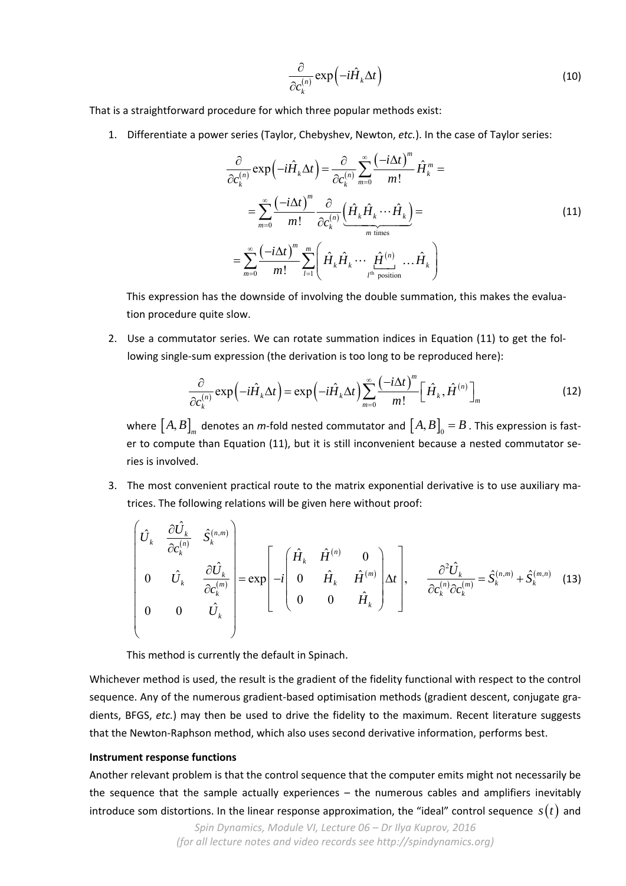$$\frac{\partial}{\partial c_k^{(n)}} \exp\left(-i\hat{H}_k \Delta t\right) \tag{10}$$

That is a straightforward procedure for which three popular methods exist:

1. Differentiate a power series (Taylor, Chebyshev, Newton, *etc.*). In the case of Taylor series:

$$\begin{aligned}
\frac{\partial}{\partial c_k^{(n)}} \exp\left(-i\hat{H}_k \Delta t\right) &= \frac{\partial}{\partial c_k^{(n)}} \sum_{m=0}^{\infty} \frac{\left(-i\Delta t\right)^m}{m!} \hat{H}_k^m = \\
&= \sum_{m=0}^{\infty} \frac{\left(-i\Delta t\right)^m}{m!} \frac{\partial}{\partial c_k^{(n)}} \underbrace{\left(\hat{H}_k \hat{H}_k \cdots \hat{H}_k\right)}_{m \text{ times}} = \\
&= \sum_{m=0}^{\infty} \frac{\left(-i\Delta t\right)^m}{m!} \sum_{l=1}^{m} \left( \hat{H}_k \hat{H}_k \cdots \underbrace{\hat{H}^{(n)}}_{l^{\text{th}} \text{ position}} \cdots \hat{H}_k \right)
\end{aligned} \tag{11}$$

   This expression has the downside of involving the double summation, this makes the evaluation procedure quite slow.

2. Use a commutator series. We can rotate summation indices in Equation (11) to get the following single-sum expression (the derivation is too long to be reproduced here):

$$\frac{\partial}{\partial c_k^{(n)}} \exp\left(-i\hat{H}_k \Delta t\right) = \exp\left(-i\hat{H}_k \Delta t\right) \sum_{m=0}^{\infty} \frac{\left(-i\Delta t\right)^m}{m!} \left[\hat{H}_k, \hat{H}^{(n)}\right]_m \tag{12}$$

   where $\left[A, B\right]_m$ denotes an *m*-fold nested commutator and $\left[A, B\right]_0 = B$. This expression is faster to compute than Equation (11), but it is still inconvenient because a nested commutator series is involved.

3. The most convenient practical route to the matrix exponential derivative is to use auxiliary matrices. The following relations will be given here without proof:

$$\begin{pmatrix} \hat{U}_k & \dfrac{\partial \hat{U}_k}{\partial c_k^{(n)}} & \hat{S}_k^{(n,m)} \\ 0 & \hat{U}_k & \dfrac{\partial \hat{U}_k}{\partial c_k^{(m)}} \\ 0 & 0 & \hat{U}_k \end{pmatrix} = \exp\left[ -i \begin{pmatrix} \hat{H}_k & \hat{H}^{(n)} & 0 \\ 0 & \hat{H}_k & \hat{H}^{(m)} \\ 0 & 0 & \hat{H}_k \end{pmatrix} \Delta t \right], \qquad \frac{\partial^2 \hat{U}_k}{\partial c_k^{(n)} \partial c_k^{(m)}} = \hat{S}_k^{(n,m)} + \hat{S}_k^{(m,n)} \tag{13}$$

   This method is currently the default in Spinach.

Whichever method is used, the result is the gradient of the fidelity functional with respect to the control sequence. Any of the numerous gradient-based optimisation methods (gradient descent, conjugate gradients, BFGS, *etc.*) may then be used to drive the fidelity to the maximum. Recent literature suggests that the Newton-Raphson method, which also uses second derivative information, performs best.

**Instrument response functions**

Another relevant problem is that the control sequence that the computer emits might not necessarily be the sequence that the sample actually experiences – the numerous cables and amplifiers inevitably introduce som distortions. In the linear response approximation, the "ideal" control sequence $s(t)$ and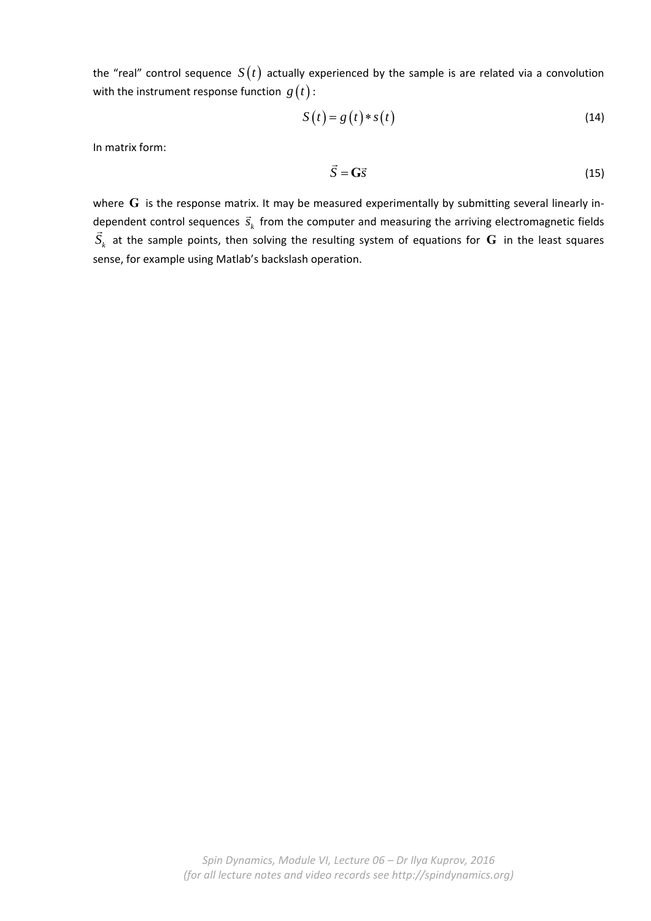the "real" control sequence $S(t)$ actually experienced by the sample is are related via a convolution with the instrument response function $g(t)$:

$$S(t) = g(t) * s(t) \tag{14}$$

In matrix form:

$$\vec{S} = \mathbf{G}\vec{s} \tag{15}$$

where $\mathbf{G}$ is the response matrix. It may be measured experimentally by submitting several linearly independent control sequences $\vec{s}_k$ from the computer and measuring the arriving electromagnetic fields $\vec{S}_k$ at the sample points, then solving the resulting system of equations for $\mathbf{G}$ in the least squares sense, for example using Matlab's backslash operation.